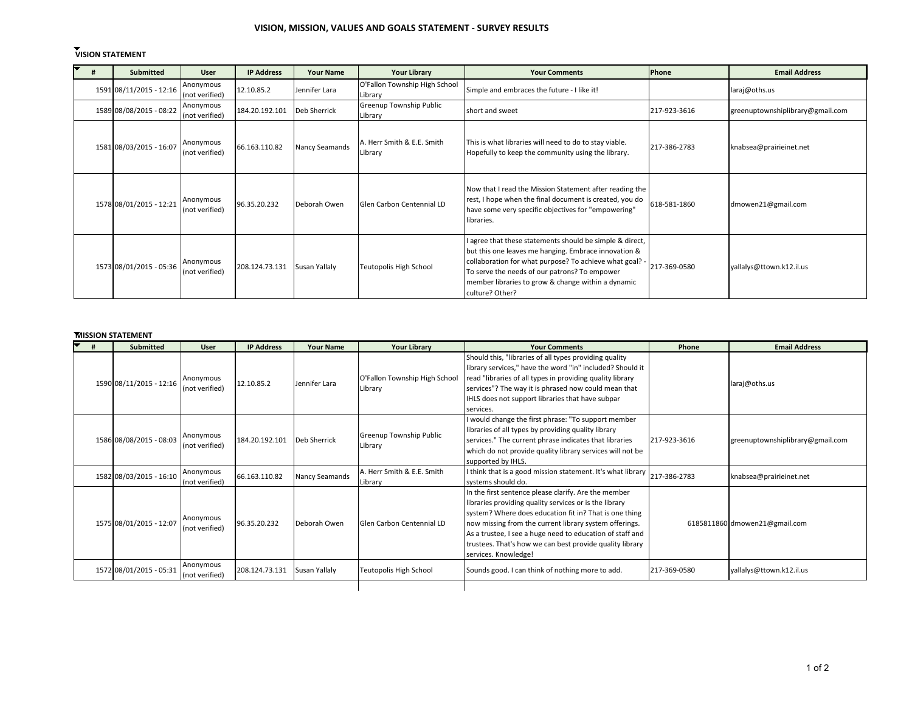# VISION, MISSION, VALUES AND GOALS STATEMENT - SURVEY RESULTS

## VISION STATEMENT

| # | Submitted | User | IP Address | Your Name | Your Library | Your Comments | Phone | Email Address |
|---|---|---|---|---|---|---|---|---|
| 1591 | 08/11/2015 - 12:16 | Anonymous (not verified) | 12.10.85.2 | Jennifer Lara | O'Fallon Township High School Library | Simple and embraces the future - I like it! | | laraj@oths.us |
| 1589 | 08/08/2015 - 08:22 | Anonymous (not verified) | 184.20.192.101 | Deb Sherrick | Greenup Township Public Library | short and sweet | 217-923-3616 | greenuptownshiplibrary@gmail.com |
| 1581 | 08/03/2015 - 16:07 | Anonymous (not verified) | 66.163.110.82 | Nancy Seamands | A. Herr Smith & E.E. Smith Library | This is what libraries will need to do to stay viable. Hopefully to keep the community using the library. | 217-386-2783 | knabsea@prairieinet.net |
| 1578 | 08/01/2015 - 12:21 | Anonymous (not verified) | 96.35.20.232 | Deborah Owen | Glen Carbon Centennial LD | Now that I read the Mission Statement after reading the rest, I hope when the final document is created, you do have some very specific objectives for "empowering" libraries. | 618-581-1860 | dmowen21@gmail.com |
| 1573 | 08/01/2015 - 05:36 | Anonymous (not verified) | 208.124.73.131 | Susan Yallaly | Teutopolis High School | I agree that these statements should be simple & direct, but this one leaves me hanging. Embrace innovation & collaboration for what purpose? To achieve what goal? - To serve the needs of our patrons? To empower member libraries to grow & change within a dynamic culture? Other? | 217-369-0580 | yallalys@ttown.k12.il.us |

## MISSION STATEMENT

| # | Submitted | User | IP Address | Your Name | Your Library | Your Comments | Phone | Email Address |
|---|---|---|---|---|---|---|---|---|
| 1590 | 08/11/2015 - 12:16 | Anonymous (not verified) | 12.10.85.2 | Jennifer Lara | O'Fallon Township High School Library | Should this, "libraries of all types providing quality library services," have the word "in" included? Should it read "libraries of all types in providing quality library services"? The way it is phrased now could mean that IHLS does not support libraries that have subpar services. | | laraj@oths.us |
| 1586 | 08/08/2015 - 08:03 | Anonymous (not verified) | 184.20.192.101 | Deb Sherrick | Greenup Township Public Library | I would change the first phrase: "To support member libraries of all types by providing quality library services." The current phrase indicates that libraries which do not provide quality library services will not be supported by IHLS. | 217-923-3616 | greenuptownshiplibrary@gmail.com |
| 1582 | 08/03/2015 - 16:10 | Anonymous (not verified) | 66.163.110.82 | Nancy Seamands | A. Herr Smith & E.E. Smith Library | I think that is a good mission statement. It's what library systems should do. | 217-386-2783 | knabsea@prairieinet.net |
| 1575 | 08/01/2015 - 12:07 | Anonymous (not verified) | 96.35.20.232 | Deborah Owen | Glen Carbon Centennial LD | In the first sentence please clarify. Are the member libraries providing quality services or is the library system? Where does education fit in? That is one thing now missing from the current library system offerings. As a trustee, I see a huge need to education of staff and trustees. That's how we can best provide quality library services. Knowledge! | 6185811860 | dmowen21@gmail.com |
| 1572 | 08/01/2015 - 05:31 | Anonymous (not verified) | 208.124.73.131 | Susan Yallaly | Teutopolis High School | Sounds good. I can think of nothing more to add. | 217-369-0580 | yallalys@ttown.k12.il.us |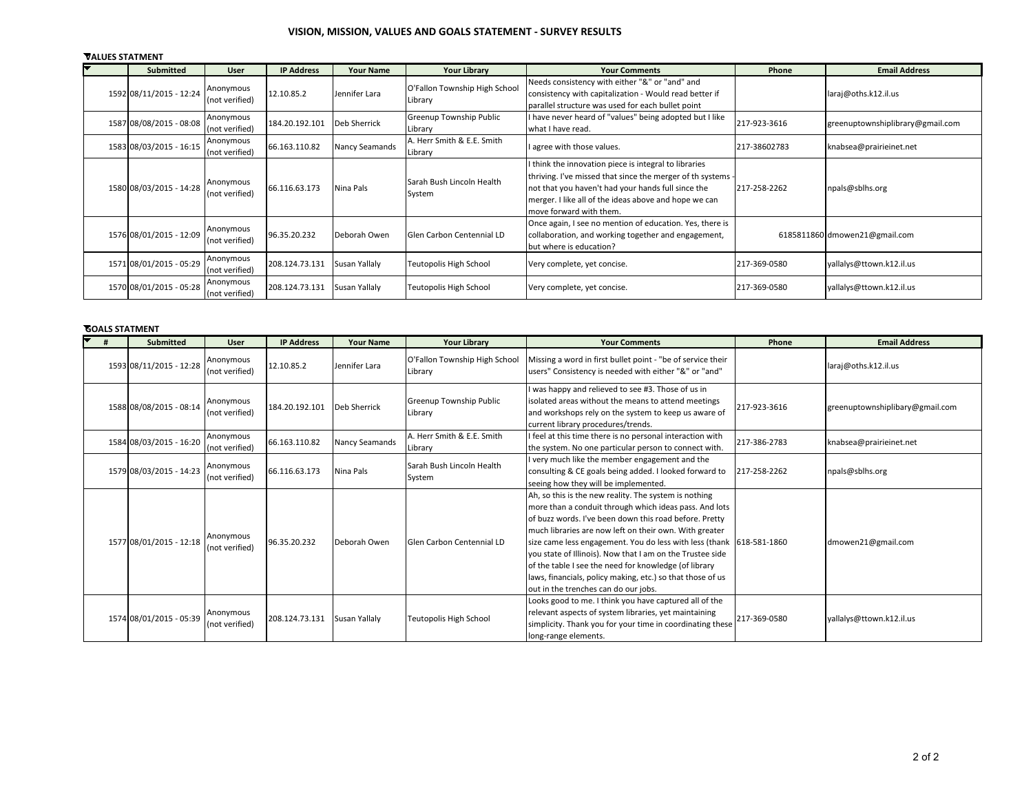## VISION, MISSION, VALUES AND GOALS STATEMENT - SURVEY RESULTS

### VALUES STATMENT

| | Submitted | User | IP Address | Your Name | Your Library | Your Comments | Phone | Email Address |
|---|---|---|---|---|---|---|---|---|
| 1592 | 08/11/2015 - 12:24 | Anonymous (not verified) | 12.10.85.2 | Jennifer Lara | O'Fallon Township High School Library | Needs consistency with either "&" or "and" and consistency with capitalization - Would read better if parallel structure was used for each bullet point | | laraj@oths.k12.il.us |
| 1587 | 08/08/2015 - 08:08 | Anonymous (not verified) | 184.20.192.101 | Deb Sherrick | Greenup Township Public Library | I have never heard of "values" being adopted but I like what I have read. | 217-923-3616 | greenuptownshiplibrary@gmail.com |
| 1583 | 08/03/2015 - 16:15 | Anonymous (not verified) | 66.163.110.82 | Nancy Seamands | A. Herr Smith & E.E. Smith Library | I agree with those values. | 217-38602783 | knabsea@prairieinet.net |
| 1580 | 08/03/2015 - 14:28 | Anonymous (not verified) | 66.116.63.173 | Nina Pals | Sarah Bush Lincoln Health System | I think the innovation piece is integral to libraries thriving. I've missed that since the merger of th systems - not that you haven't had your hands full since the merger. I like all of the ideas above and hope we can move forward with them. | 217-258-2262 | npals@sblhs.org |
| 1576 | 08/01/2015 - 12:09 | Anonymous (not verified) | 96.35.20.232 | Deborah Owen | Glen Carbon Centennial LD | Once again, I see no mention of education. Yes, there is collaboration, and working together and engagement, but where is education? | 6185811860 | dmowen21@gmail.com |
| 1571 | 08/01/2015 - 05:29 | Anonymous (not verified) | 208.124.73.131 | Susan Yallaly | Teutopolis High School | Very complete, yet concise. | 217-369-0580 | yallalys@ttown.k12.il.us |
| 1570 | 08/01/2015 - 05:28 | Anonymous (not verified) | 208.124.73.131 | Susan Yallaly | Teutopolis High School | Very complete, yet concise. | 217-369-0580 | yallalys@ttown.k12.il.us |

### GOALS STATMENT

| # | Submitted | User | IP Address | Your Name | Your Library | Your Comments | Phone | Email Address |
|---|---|---|---|---|---|---|---|---|
| 1593 | 08/11/2015 - 12:28 | Anonymous (not verified) | 12.10.85.2 | Jennifer Lara | O'Fallon Township High School Library | Missing a word in first bullet point - "be of service their users" Consistency is needed with either "&" or "and" | | laraj@oths.k12.il.us |
| 1588 | 08/08/2015 - 08:14 | Anonymous (not verified) | 184.20.192.101 | Deb Sherrick | Greenup Township Public Library | I was happy and relieved to see #3. Those of us in isolated areas without the means to attend meetings and workshops rely on the system to keep us aware of current library procedures/trends. | 217-923-3616 | greenuptownshiplibrary@gmail.com |
| 1584 | 08/03/2015 - 16:20 | Anonymous (not verified) | 66.163.110.82 | Nancy Seamands | A. Herr Smith & E.E. Smith Library | I feel at this time there is no personal interaction with the system. No one particular person to connect with. | 217-386-2783 | knabsea@prairieinet.net |
| 1579 | 08/03/2015 - 14:23 | Anonymous (not verified) | 66.116.63.173 | Nina Pals | Sarah Bush Lincoln Health System | I very much like the member engagement and the consulting & CE goals being added. I looked forward to seeing how they will be implemented. | 217-258-2262 | npals@sblhs.org |
| 1577 | 08/01/2015 - 12:18 | Anonymous (not verified) | 96.35.20.232 | Deborah Owen | Glen Carbon Centennial LD | Ah, so this is the new reality. The system is nothing more than a conduit through which ideas pass. And lots of buzz words. I've been down this road before. Pretty much libraries are now left on their own. With greater size came less engagement. You do less with less (thank you state of Illinois). Now that I am on the Trustee side of the table I see the need for knowledge (of library laws, financials, policy making, etc.) so that those of us out in the trenches can do our jobs. | 618-581-1860 | dmowen21@gmail.com |
| 1574 | 08/01/2015 - 05:39 | Anonymous (not verified) | 208.124.73.131 | Susan Yallaly | Teutopolis High School | Looks good to me. I think you have captured all of the relevant aspects of system libraries, yet maintaining simplicity. Thank you for your time in coordinating these long-range elements. | 217-369-0580 | yallalys@ttown.k12.il.us |